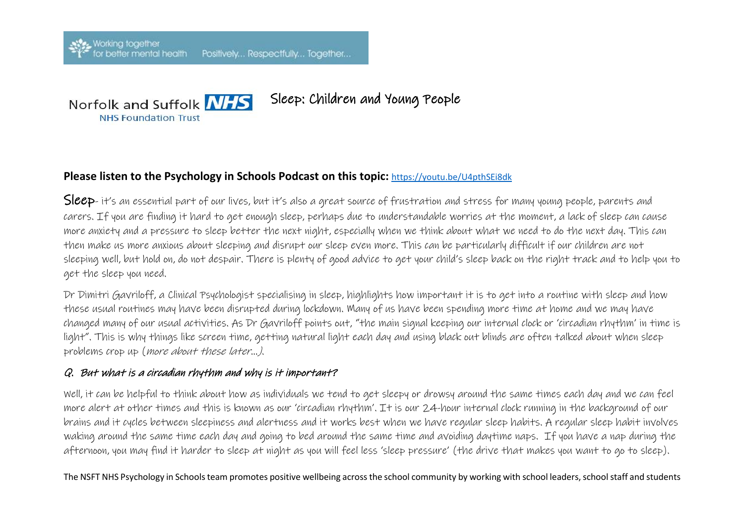Working together for better mental health Positively... Respectfully... Together...

Norfolk and Suffolk NHS Foundation Trust

# Sleep: Children and Young People

**Please listen to the Psychology in Schools Podcast on this topic:** https://youtu.be/U4pthSEi8dk

Sleep- it's an essential part of our lives, but it's also a great source of frustration and stress for many young people, parents and carers. If you are finding it hard to get enough sleep, perhaps due to understandable worries at the moment, a lack of sleep can cause more anxiety and a pressure to sleep better the next night, especially when we think about what we need to do the next day. This can then make us more anxious about sleeping and disrupt our sleep even more. This can be particularly difficult if our children are not sleeping well, but hold on, do not despair. There is plenty of good advice to get your child's sleep back on the right track and to help you to get the sleep you need.

Dr Dimitri Gavriloff, a Clinical Psychologist specialising in sleep, highlights how important it is to get into a routine with sleep and how these usual routines may have been disrupted during lockdown. Many of us have been spending more time at home and we may have changed many of our usual activities. As Dr Gavriloff points out, "the main signal keeping our internal clock or 'circadian rhythm' in time is light". This is why things like screen time, getting natural light each day and using black out blinds are often talked about when sleep problems crop up (*more about these later…)*.

### *Q. But what is a circadian rhythm and why is it important?*

Well, it can be helpful to think about how as individuals we tend to get sleepy or drowsy around the same times each day and we can feel more alert at other times and this is known as our 'circadian rhythm'. It is our 24-hour internal clock running in the background of our brains and it cycles between sleepiness and alertness and it works best when we have regular sleep habits. A regular sleep habit involves waking around the same time each day and going to bed around the same time and avoiding daytime naps. If you have a nap during the afternoon, you may find it harder to sleep at night as you will feel less 'sleep pressure' (the drive that makes you want to go to sleep).

The NSFT NHS Psychology in Schools team promotes positive wellbeing across the school community by working with school leaders, school staff and students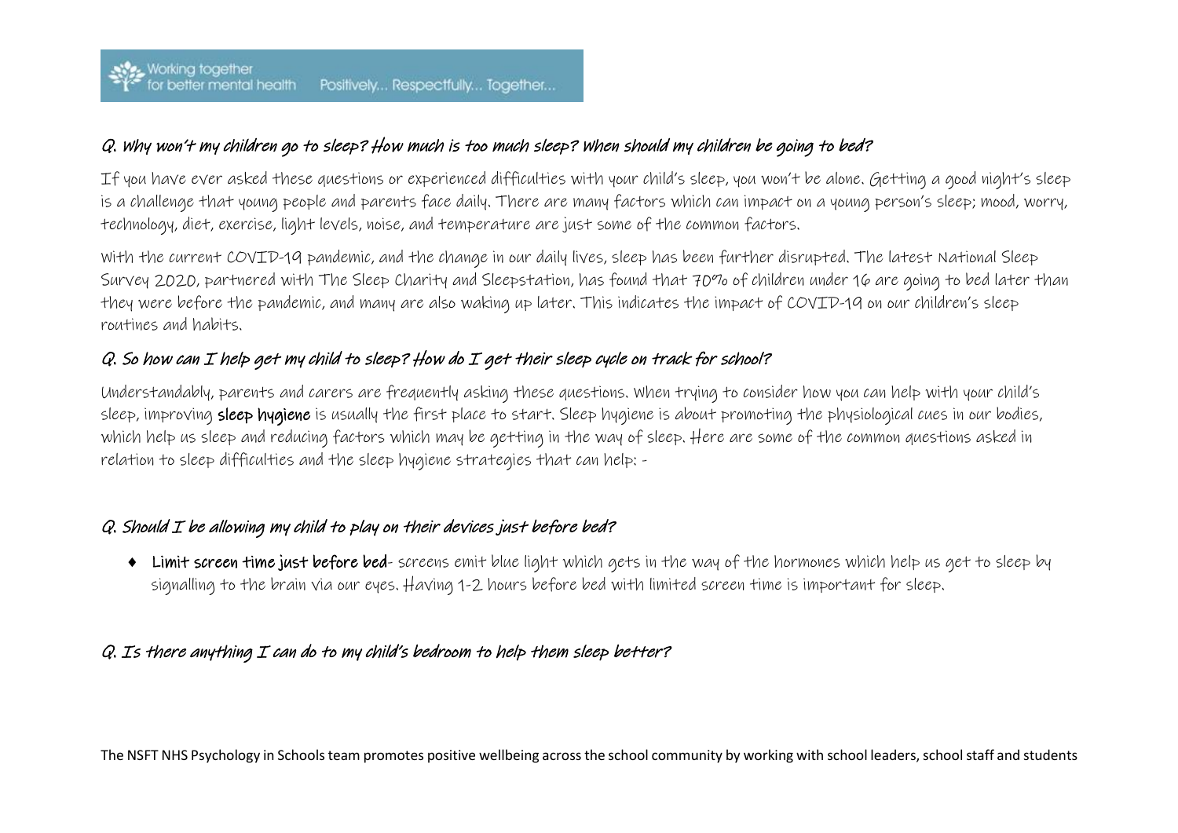### *Q. Why won't my children go to sleep? How much is too much sleep? When should my children be going to bed?*

If you have ever asked these questions or experienced difficulties with your child's sleep, you won't be alone. Getting a good night's sleep is a challenge that young people and parents face daily. There are many factors which can impact on a young person's sleep; mood, worry, technology, diet, exercise, light levels, noise, and temperature are just some of the common factors.

With the current COVID-19 pandemic, and the change in our daily lives, sleep has been further disrupted. The latest National Sleep Survey 2020, partnered with The Sleep Charity and Sleepstation, has found that 70% of children under 16 are going to bed later than they were before the pandemic, and many are also waking up later. This indicates the impact of COVID-19 on our children's sleep routines and habits.

### *Q. So how can I help get my child to sleep? How do I get their sleep cycle on track for school?*

Understandably, parents and carers are frequently asking these questions. When trying to consider how you can help with your child's sleep, improving **sleep hygiene** is usually the first place to start. Sleep hygiene is about promoting the physiological cues in our bodies, which help us sleep and reducing factors which may be getting in the way of sleep. Here are some of the common questions asked in relation to sleep difficulties and the sleep hygiene strategies that can help: -

### *Q. Should I be allowing my child to play on their devices just before bed?*

- **Limit screen time just before bed**- screens emit blue light which gets in the way of the hormones which help us get to sleep by signalling to the brain via our eyes. Having 1-2 hours before bed with limited screen time is important for sleep.

### *Q. Is there anything I can do to my child's bedroom to help them sleep better?*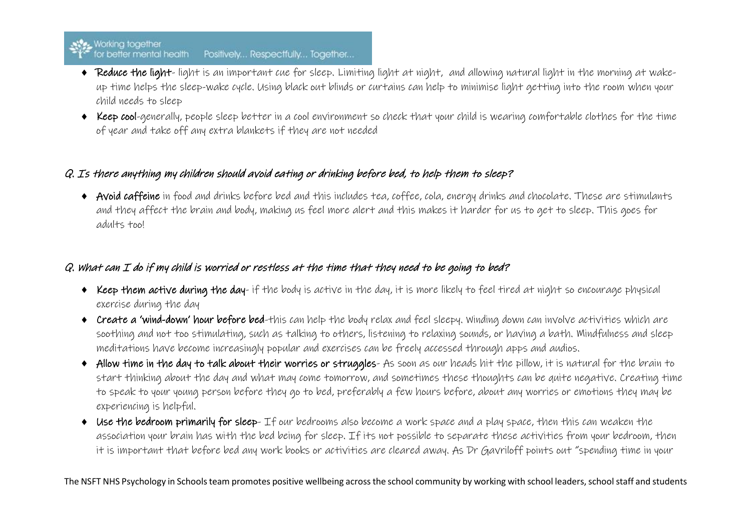- **Reduce the light**- light is an important cue for sleep. Limiting light at night, and allowing natural light in the morning at wake-up time helps the sleep-wake cycle. Using black out blinds or curtains can help to minimise light getting into the room when your child needs to sleep
- **Keep cool**-generally, people sleep better in a cool environment so check that your child is wearing comfortable clothes for the time of year and take off any extra blankets if they are not needed

*Q. Is there anything my children should avoid eating or drinking before bed, to help them to sleep?*

- **Avoid caffeine** in food and drinks before bed and this includes tea, coffee, cola, energy drinks and chocolate. These are stimulants and they affect the brain and body, making us feel more alert and this makes it harder for us to get to sleep. This goes for adults too!

*Q. What can I do if my child is worried or restless at the time that they need to be going to bed?*

- **Keep them active during the day**- if the body is active in the day, it is more likely to feel tired at night so encourage physical exercise during the day
- **Create a 'wind-down' hour before bed**-this can help the body relax and feel sleepy. Winding down can involve activities which are soothing and not too stimulating, such as talking to others, listening to relaxing sounds, or having a bath. Mindfulness and sleep meditations have become increasingly popular and exercises can be freely accessed through apps and audios.
- **Allow time in the day to talk about their worries or struggles**- As soon as our heads hit the pillow, it is natural for the brain to start thinking about the day and what may come tomorrow, and sometimes these thoughts can be quite negative. Creating time to speak to your young person before they go to bed, preferably a few hours before, about any worries or emotions they may be experiencing is helpful.
- **Use the bedroom primarily for sleep**- If our bedrooms also become a work space and a play space, then this can weaken the association your brain has with the bed being for sleep. If its not possible to separate these activities from your bedroom, then it is important that before bed any work books or activities are cleared away. As Dr Gavriloff points out "spending time in your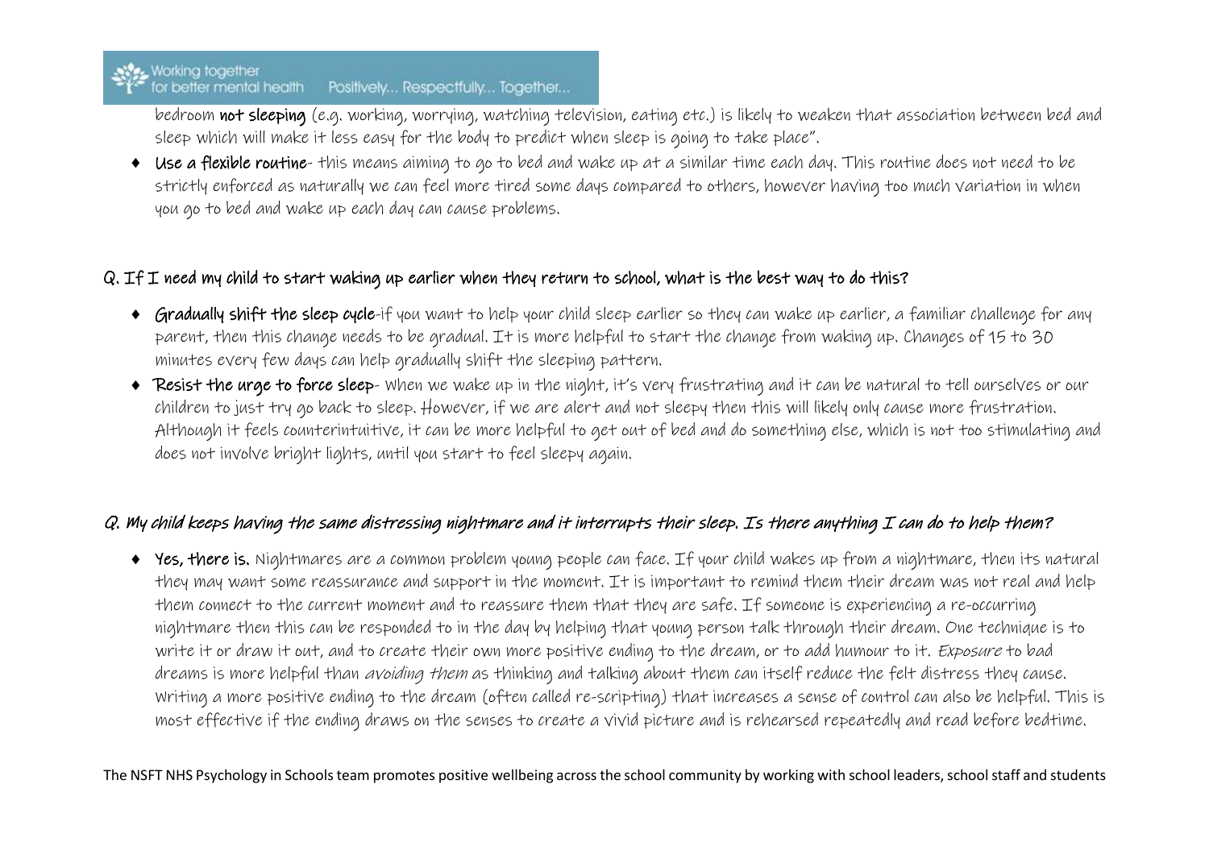bedroom **not sleeping** (e.g. working, worrying, watching television, eating etc.) is likely to weaken that association between bed and sleep which will make it less easy for the body to predict when sleep is going to take place".

- **Use a flexible routine**- this means aiming to go to bed and wake up at a similar time each day. This routine does not need to be strictly enforced as naturally we can feel more tired some days compared to others, however having too much variation in when you go to bed and wake up each day can cause problems.

## Q. If I need my child to start waking up earlier when they return to school, what is the best way to do this?

- **Gradually shift the sleep cycle**-if you want to help your child sleep earlier so they can wake up earlier, a familiar challenge for any parent, then this change needs to be gradual. It is more helpful to start the change from waking up. Changes of 15 to 30 minutes every few days can help gradually shift the sleeping pattern.
- **Resist the urge to force sleep**- When we wake up in the night, it's very frustrating and it can be natural to tell ourselves or our children to just try go back to sleep. However, if we are alert and not sleepy then this will likely only cause more frustration. Although it feels counterintuitive, it can be more helpful to get out of bed and do something else, which is not too stimulating and does not involve bright lights, until you start to feel sleepy again.

## *Q. My child keeps having the same distressing nightmare and it interrupts their sleep. Is there anything I can do to help them?*

- **Yes, there is.** Nightmares are a common problem young people can face. If your child wakes up from a nightmare, then its natural they may want some reassurance and support in the moment. It is important to remind them their dream was not real and help them connect to the current moment and to reassure them that they are safe. If someone is experiencing a re-occurring nightmare then this can be responded to in the day by helping that young person talk through their dream. One technique is to write it or draw it out, and to create their own more positive ending to the dream, or to add humour to it. *Exposure* to bad dreams is more helpful than *avoiding them* as thinking and talking about them can itself reduce the felt distress they cause. Writing a more positive ending to the dream (often called re-scripting) that increases a sense of control can also be helpful. This is most effective if the ending draws on the senses to create a vivid picture and is rehearsed repeatedly and read before bedtime.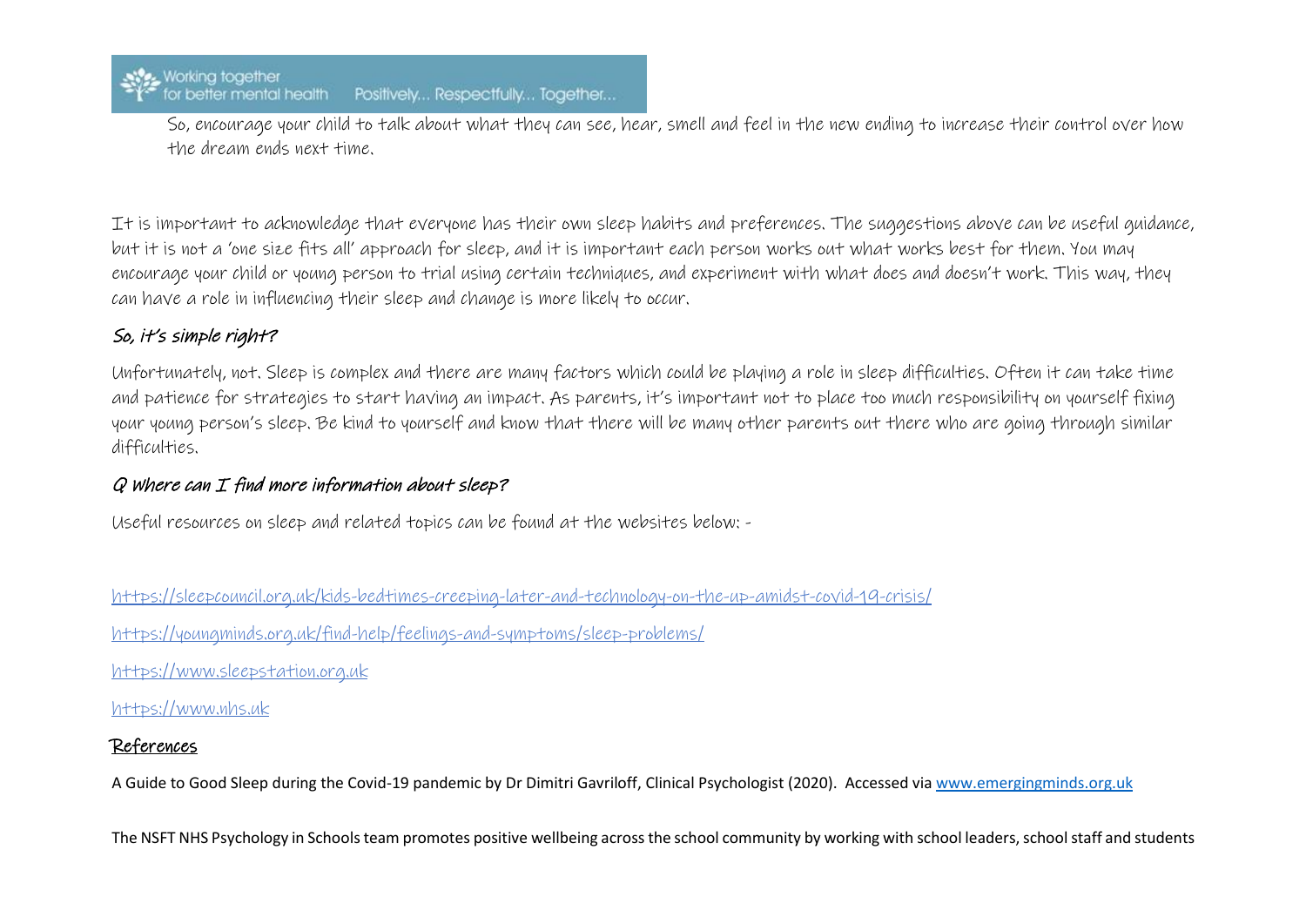So, encourage your child to talk about what they can see, hear, smell and feel in the new ending to increase their control over how the dream ends next time.

It is important to acknowledge that everyone has their own sleep habits and preferences. The suggestions above can be useful guidance, but it is not a 'one size fits all' approach for sleep, and it is important each person works out what works best for them. You may encourage your child or young person to trial using certain techniques, and experiment with what does and doesn't work. This way, they can have a role in influencing their sleep and change is more likely to occur.

### *So, it's simple right?*

Unfortunately, not. Sleep is complex and there are many factors which could be playing a role in sleep difficulties. Often it can take time and patience for strategies to start having an impact. As parents, it's important not to place too much responsibility on yourself fixing your young person's sleep. Be kind to yourself and know that there will be many other parents out there who are going through similar difficulties.

### *Q Where can I find more information about sleep?*

Useful resources on sleep and related topics can be found at the websites below: -

https://sleepcouncil.org.uk/kids-bedtimes-creeping-later-and-technology-on-the-up-amidst-covid-19-crisis/

https://youngminds.org.uk/find-help/feelings-and-symptoms/sleep-problems/

https://www.sleepstation.org.uk

https://www.nhs.uk

## References

A Guide to Good Sleep during the Covid-19 pandemic by Dr Dimitri Gavriloff, Clinical Psychologist (2020). Accessed via www.emergingminds.org.uk

The NSFT NHS Psychology in Schools team promotes positive wellbeing across the school community by working with school leaders, school staff and students